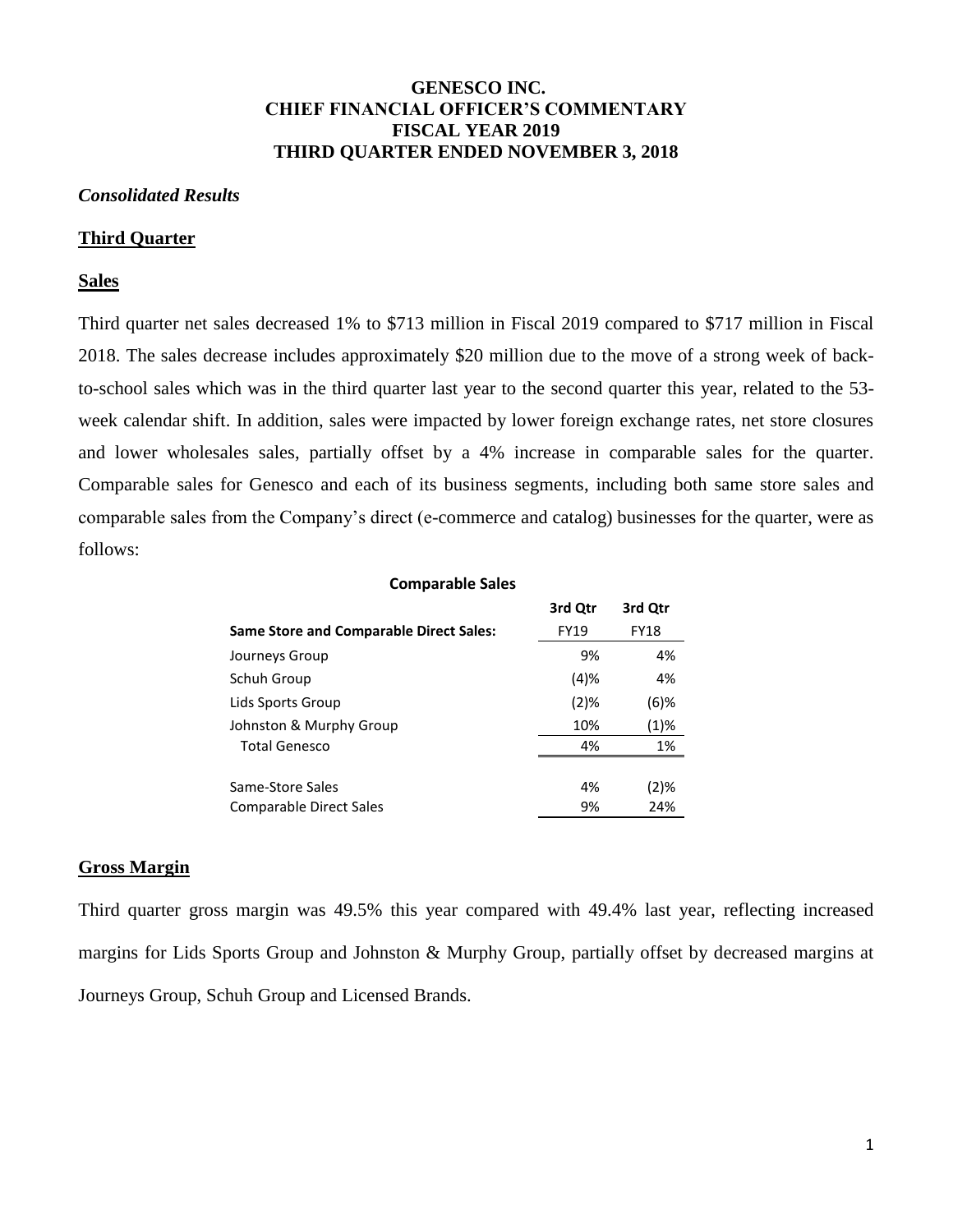# GENESCO INC.
# CHIEF FINANCIAL OFFICER'S COMMENTARY
# FISCAL YEAR 2019
# THIRD QUARTER ENDED NOVEMBER 3, 2018

***Consolidated Results***

## Third Quarter

## Sales

Third quarter net sales decreased 1% to $713 million in Fiscal 2019 compared to $717 million in Fiscal 2018. The sales decrease includes approximately $20 million due to the move of a strong week of back-to-school sales which was in the third quarter last year to the second quarter this year, related to the 53-week calendar shift. In addition, sales were impacted by lower foreign exchange rates, net store closures and lower wholesales sales, partially offset by a 4% increase in comparable sales for the quarter. Comparable sales for Genesco and each of its business segments, including both same store sales and comparable sales from the Company's direct (e-commerce and catalog) businesses for the quarter, were as follows:

**Comparable Sales**

| **Same Store and Comparable Direct Sales:** | **3rd Qtr** FY19 | **3rd Qtr** FY18 |
|---|---|---|
| Journeys Group | 9% | 4% |
| Schuh Group | (4)% | 4% |
| Lids Sports Group | (2)% | (6)% |
| Johnston & Murphy Group | 10% | (1)% |
| Total Genesco | 4% | 1% |
| | | |
| Same-Store Sales | 4% | (2)% |
| Comparable Direct Sales | 9% | 24% |

## Gross Margin

Third quarter gross margin was 49.5% this year compared with 49.4% last year, reflecting increased margins for Lids Sports Group and Johnston & Murphy Group, partially offset by decreased margins at Journeys Group, Schuh Group and Licensed Brands.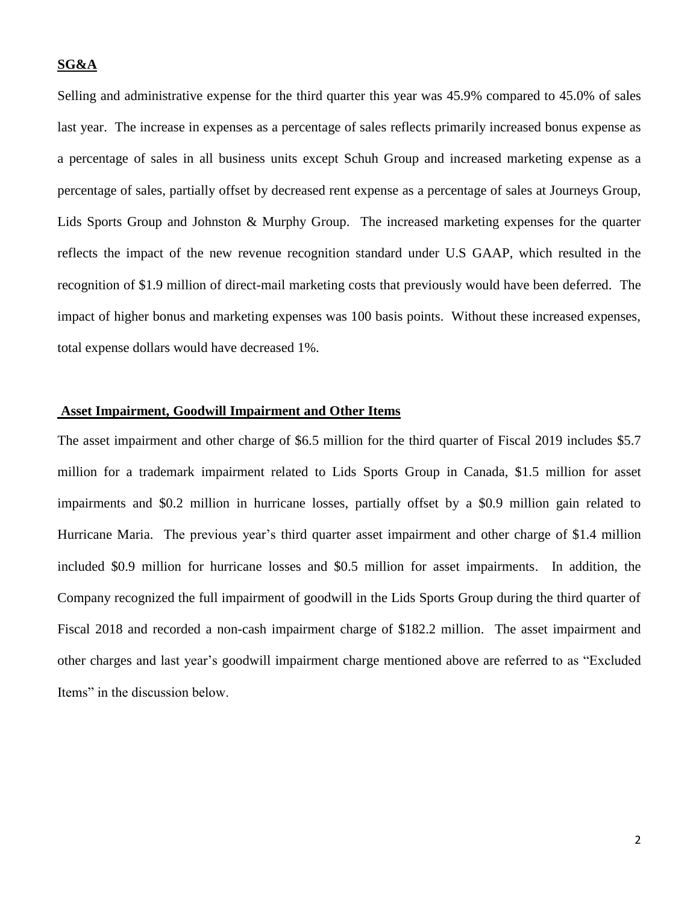**SG&A**

Selling and administrative expense for the third quarter this year was 45.9% compared to 45.0% of sales last year. The increase in expenses as a percentage of sales reflects primarily increased bonus expense as a percentage of sales in all business units except Schuh Group and increased marketing expense as a percentage of sales, partially offset by decreased rent expense as a percentage of sales at Journeys Group, Lids Sports Group and Johnston & Murphy Group. The increased marketing expenses for the quarter reflects the impact of the new revenue recognition standard under U.S GAAP, which resulted in the recognition of $1.9 million of direct-mail marketing costs that previously would have been deferred. The impact of higher bonus and marketing expenses was 100 basis points. Without these increased expenses, total expense dollars would have decreased 1%.

**Asset Impairment, Goodwill Impairment and Other Items**

The asset impairment and other charge of $6.5 million for the third quarter of Fiscal 2019 includes $5.7 million for a trademark impairment related to Lids Sports Group in Canada, $1.5 million for asset impairments and $0.2 million in hurricane losses, partially offset by a $0.9 million gain related to Hurricane Maria. The previous year's third quarter asset impairment and other charge of $1.4 million included $0.9 million for hurricane losses and $0.5 million for asset impairments. In addition, the Company recognized the full impairment of goodwill in the Lids Sports Group during the third quarter of Fiscal 2018 and recorded a non-cash impairment charge of $182.2 million. The asset impairment and other charges and last year's goodwill impairment charge mentioned above are referred to as "Excluded Items" in the discussion below.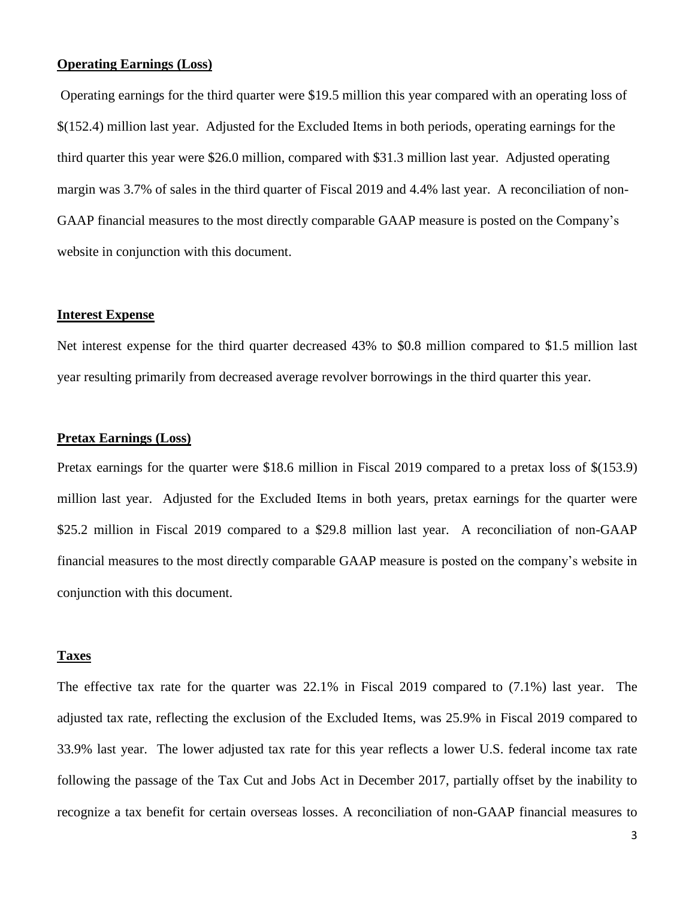**Operating Earnings (Loss)**

Operating earnings for the third quarter were $19.5 million this year compared with an operating loss of $(152.4) million last year. Adjusted for the Excluded Items in both periods, operating earnings for the third quarter this year were $26.0 million, compared with $31.3 million last year. Adjusted operating margin was 3.7% of sales in the third quarter of Fiscal 2019 and 4.4% last year. A reconciliation of non-GAAP financial measures to the most directly comparable GAAP measure is posted on the Company's website in conjunction with this document.

**Interest Expense**

Net interest expense for the third quarter decreased 43% to $0.8 million compared to $1.5 million last year resulting primarily from decreased average revolver borrowings in the third quarter this year.

**Pretax Earnings (Loss)**

Pretax earnings for the quarter were $18.6 million in Fiscal 2019 compared to a pretax loss of $(153.9) million last year. Adjusted for the Excluded Items in both years, pretax earnings for the quarter were $25.2 million in Fiscal 2019 compared to a $29.8 million last year. A reconciliation of non-GAAP financial measures to the most directly comparable GAAP measure is posted on the company's website in conjunction with this document.

**Taxes**

The effective tax rate for the quarter was 22.1% in Fiscal 2019 compared to (7.1%) last year. The adjusted tax rate, reflecting the exclusion of the Excluded Items, was 25.9% in Fiscal 2019 compared to 33.9% last year. The lower adjusted tax rate for this year reflects a lower U.S. federal income tax rate following the passage of the Tax Cut and Jobs Act in December 2017, partially offset by the inability to recognize a tax benefit for certain overseas losses. A reconciliation of non-GAAP financial measures to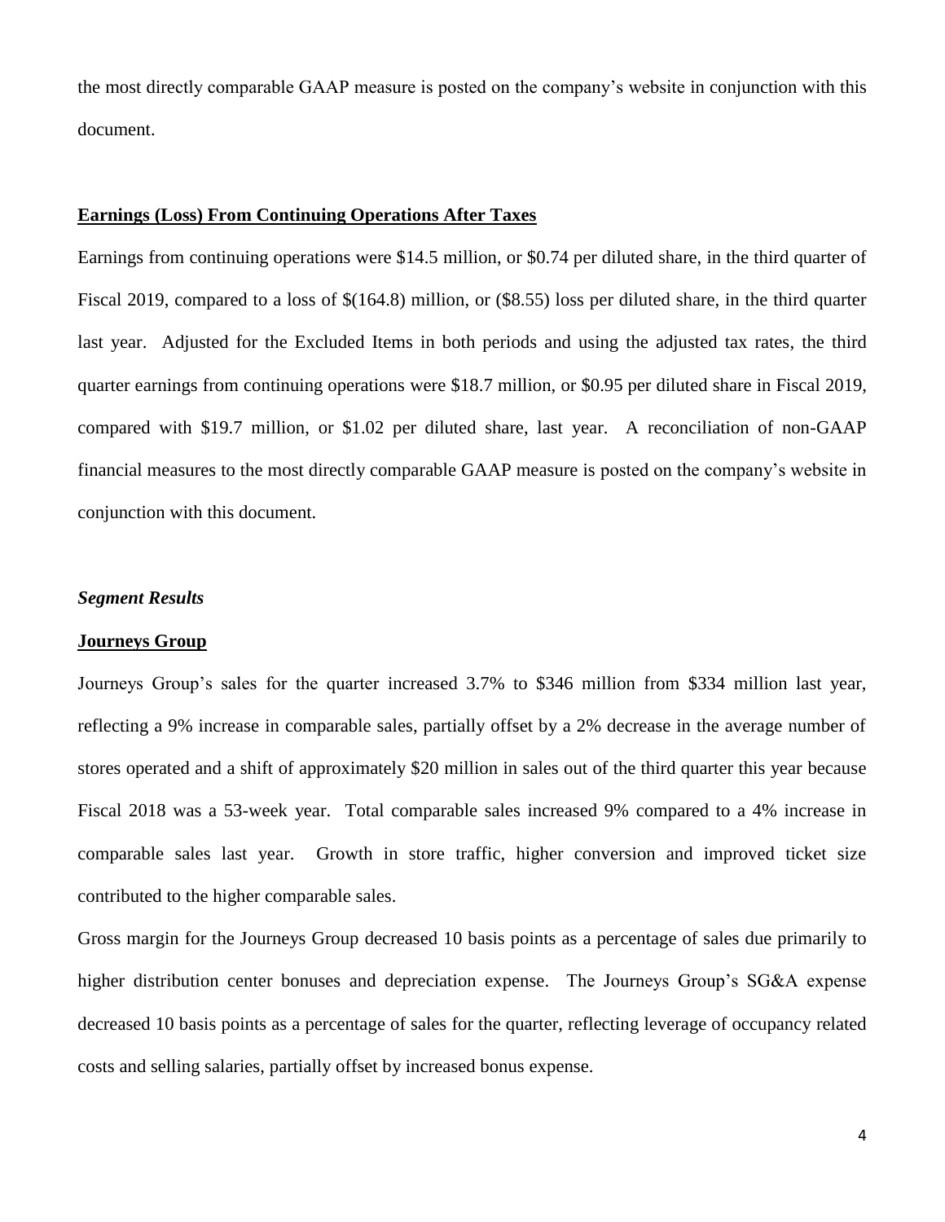the most directly comparable GAAP measure is posted on the company's website in conjunction with this document.

**Earnings (Loss) From Continuing Operations After Taxes**

Earnings from continuing operations were $14.5 million, or $0.74 per diluted share, in the third quarter of Fiscal 2019, compared to a loss of $(164.8) million, or ($8.55) loss per diluted share, in the third quarter last year. Adjusted for the Excluded Items in both periods and using the adjusted tax rates, the third quarter earnings from continuing operations were $18.7 million, or $0.95 per diluted share in Fiscal 2019, compared with $19.7 million, or $1.02 per diluted share, last year. A reconciliation of non-GAAP financial measures to the most directly comparable GAAP measure is posted on the company's website in conjunction with this document.

***Segment Results***

**Journeys Group**

Journeys Group's sales for the quarter increased 3.7% to $346 million from $334 million last year, reflecting a 9% increase in comparable sales, partially offset by a 2% decrease in the average number of stores operated and a shift of approximately $20 million in sales out of the third quarter this year because Fiscal 2018 was a 53-week year. Total comparable sales increased 9% compared to a 4% increase in comparable sales last year. Growth in store traffic, higher conversion and improved ticket size contributed to the higher comparable sales.

Gross margin for the Journeys Group decreased 10 basis points as a percentage of sales due primarily to higher distribution center bonuses and depreciation expense. The Journeys Group's SG&A expense decreased 10 basis points as a percentage of sales for the quarter, reflecting leverage of occupancy related costs and selling salaries, partially offset by increased bonus expense.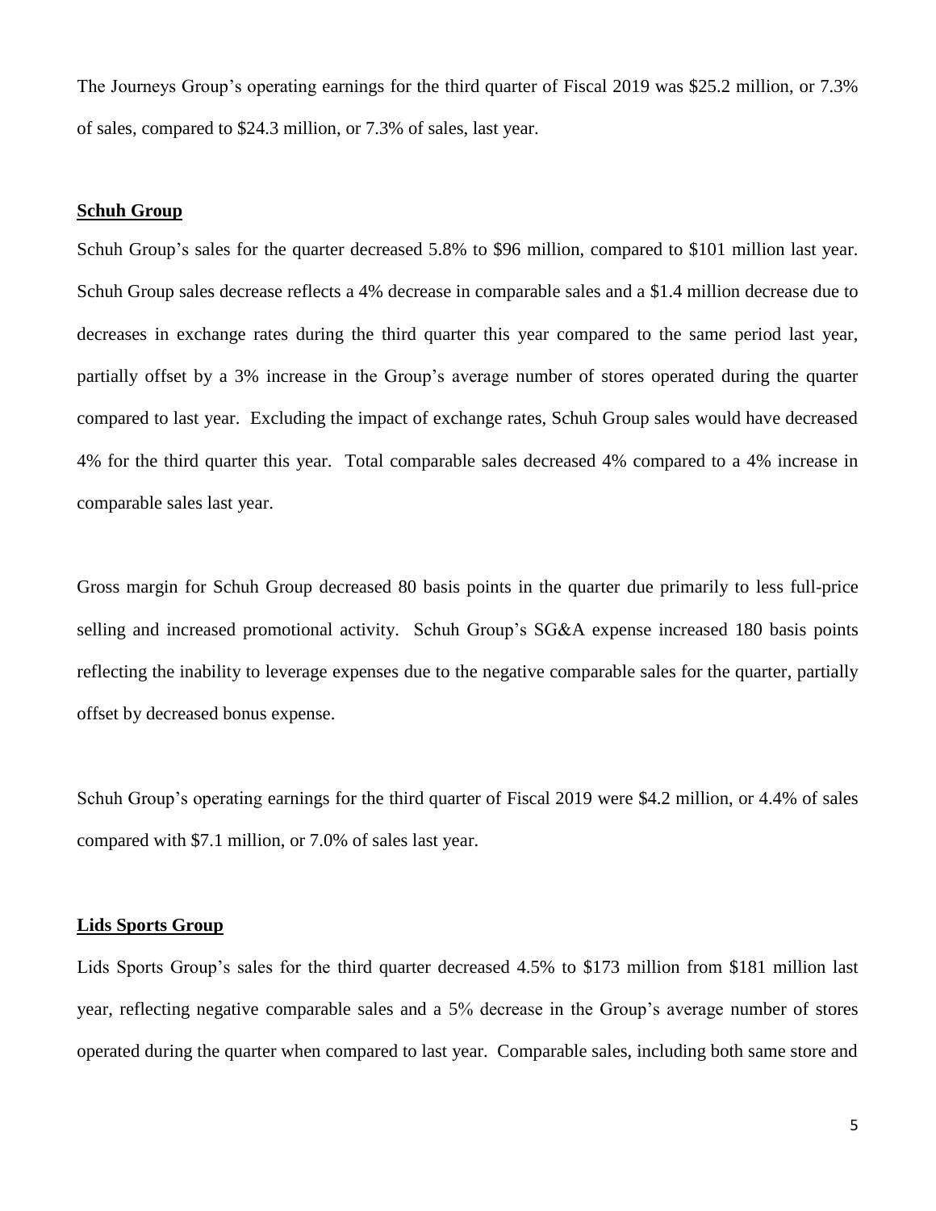The Journeys Group's operating earnings for the third quarter of Fiscal 2019 was $25.2 million, or 7.3% of sales, compared to $24.3 million, or 7.3% of sales, last year.

**Schuh Group**

Schuh Group's sales for the quarter decreased 5.8% to $96 million, compared to $101 million last year. Schuh Group sales decrease reflects a 4% decrease in comparable sales and a $1.4 million decrease due to decreases in exchange rates during the third quarter this year compared to the same period last year, partially offset by a 3% increase in the Group's average number of stores operated during the quarter compared to last year. Excluding the impact of exchange rates, Schuh Group sales would have decreased 4% for the third quarter this year. Total comparable sales decreased 4% compared to a 4% increase in comparable sales last year.

Gross margin for Schuh Group decreased 80 basis points in the quarter due primarily to less full-price selling and increased promotional activity. Schuh Group's SG&A expense increased 180 basis points reflecting the inability to leverage expenses due to the negative comparable sales for the quarter, partially offset by decreased bonus expense.

Schuh Group's operating earnings for the third quarter of Fiscal 2019 were $4.2 million, or 4.4% of sales compared with $7.1 million, or 7.0% of sales last year.

**Lids Sports Group**

Lids Sports Group's sales for the third quarter decreased 4.5% to $173 million from $181 million last year, reflecting negative comparable sales and a 5% decrease in the Group's average number of stores operated during the quarter when compared to last year. Comparable sales, including both same store and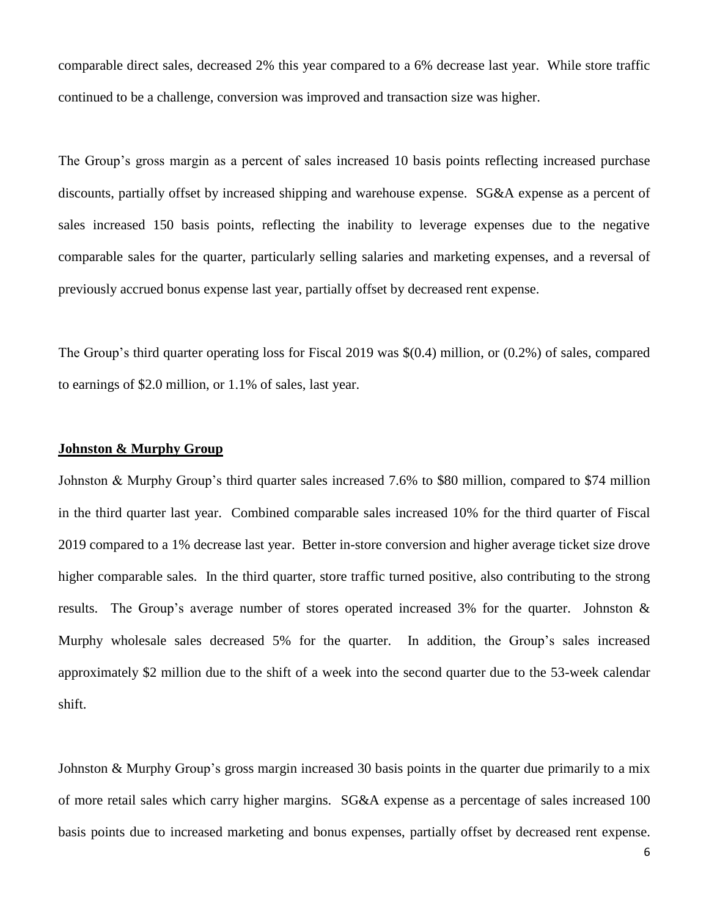comparable direct sales, decreased 2% this year compared to a 6% decrease last year. While store traffic continued to be a challenge, conversion was improved and transaction size was higher.

The Group's gross margin as a percent of sales increased 10 basis points reflecting increased purchase discounts, partially offset by increased shipping and warehouse expense. SG&A expense as a percent of sales increased 150 basis points, reflecting the inability to leverage expenses due to the negative comparable sales for the quarter, particularly selling salaries and marketing expenses, and a reversal of previously accrued bonus expense last year, partially offset by decreased rent expense.

The Group's third quarter operating loss for Fiscal 2019 was $(0.4) million, or (0.2%) of sales, compared to earnings of $2.0 million, or 1.1% of sales, last year.

**Johnston & Murphy Group**

Johnston & Murphy Group's third quarter sales increased 7.6% to $80 million, compared to $74 million in the third quarter last year. Combined comparable sales increased 10% for the third quarter of Fiscal 2019 compared to a 1% decrease last year. Better in-store conversion and higher average ticket size drove higher comparable sales. In the third quarter, store traffic turned positive, also contributing to the strong results. The Group's average number of stores operated increased 3% for the quarter. Johnston & Murphy wholesale sales decreased 5% for the quarter. In addition, the Group's sales increased approximately $2 million due to the shift of a week into the second quarter due to the 53-week calendar shift.

Johnston & Murphy Group's gross margin increased 30 basis points in the quarter due primarily to a mix of more retail sales which carry higher margins. SG&A expense as a percentage of sales increased 100 basis points due to increased marketing and bonus expenses, partially offset by decreased rent expense.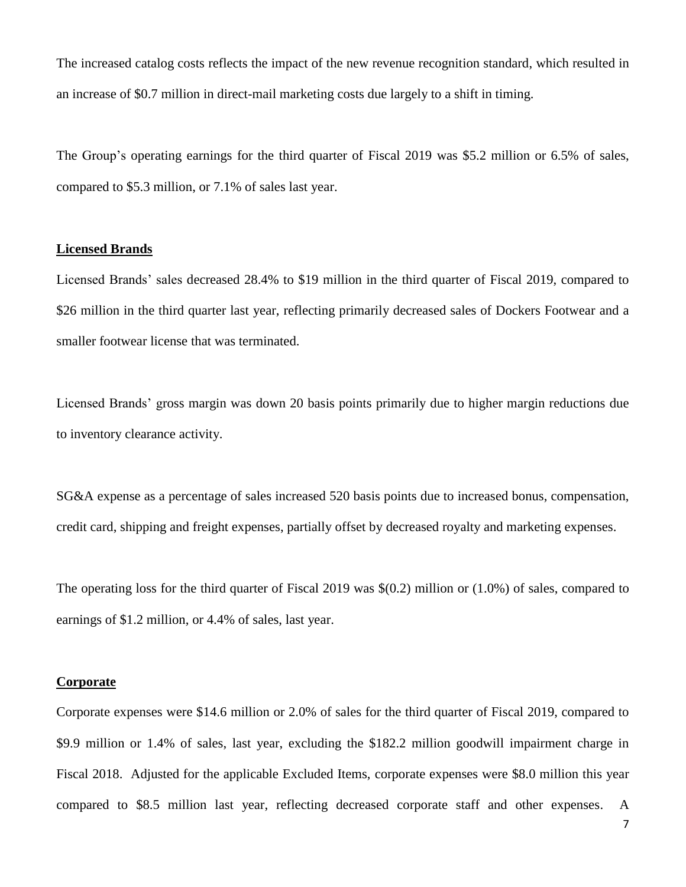The increased catalog costs reflects the impact of the new revenue recognition standard, which resulted in an increase of $0.7 million in direct-mail marketing costs due largely to a shift in timing.

The Group's operating earnings for the third quarter of Fiscal 2019 was $5.2 million or 6.5% of sales, compared to $5.3 million, or 7.1% of sales last year.

**Licensed Brands**

Licensed Brands' sales decreased 28.4% to $19 million in the third quarter of Fiscal 2019, compared to $26 million in the third quarter last year, reflecting primarily decreased sales of Dockers Footwear and a smaller footwear license that was terminated.

Licensed Brands' gross margin was down 20 basis points primarily due to higher margin reductions due to inventory clearance activity.

SG&A expense as a percentage of sales increased 520 basis points due to increased bonus, compensation, credit card, shipping and freight expenses, partially offset by decreased royalty and marketing expenses.

The operating loss for the third quarter of Fiscal 2019 was $(0.2) million or (1.0%) of sales, compared to earnings of $1.2 million, or 4.4% of sales, last year.

**Corporate**

Corporate expenses were $14.6 million or 2.0% of sales for the third quarter of Fiscal 2019, compared to $9.9 million or 1.4% of sales, last year, excluding the $182.2 million goodwill impairment charge in Fiscal 2018. Adjusted for the applicable Excluded Items, corporate expenses were $8.0 million this year compared to $8.5 million last year, reflecting decreased corporate staff and other expenses. A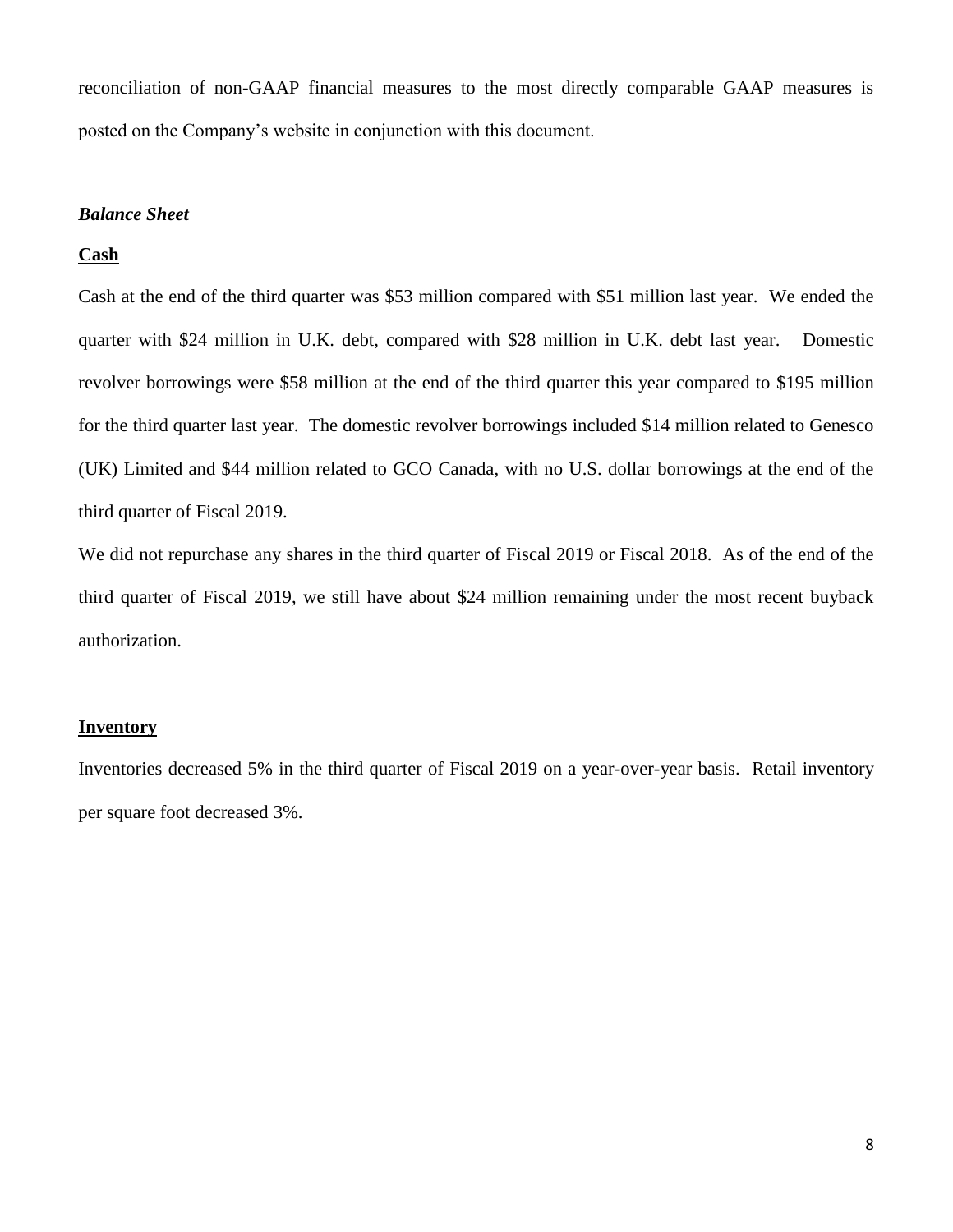reconciliation of non-GAAP financial measures to the most directly comparable GAAP measures is posted on the Company's website in conjunction with this document.

***Balance Sheet***

**Cash**

Cash at the end of the third quarter was $53 million compared with $51 million last year. We ended the quarter with $24 million in U.K. debt, compared with $28 million in U.K. debt last year. Domestic revolver borrowings were $58 million at the end of the third quarter this year compared to $195 million for the third quarter last year. The domestic revolver borrowings included $14 million related to Genesco (UK) Limited and $44 million related to GCO Canada, with no U.S. dollar borrowings at the end of the third quarter of Fiscal 2019.

We did not repurchase any shares in the third quarter of Fiscal 2019 or Fiscal 2018. As of the end of the third quarter of Fiscal 2019, we still have about $24 million remaining under the most recent buyback authorization.

**Inventory**

Inventories decreased 5% in the third quarter of Fiscal 2019 on a year-over-year basis. Retail inventory per square foot decreased 3%.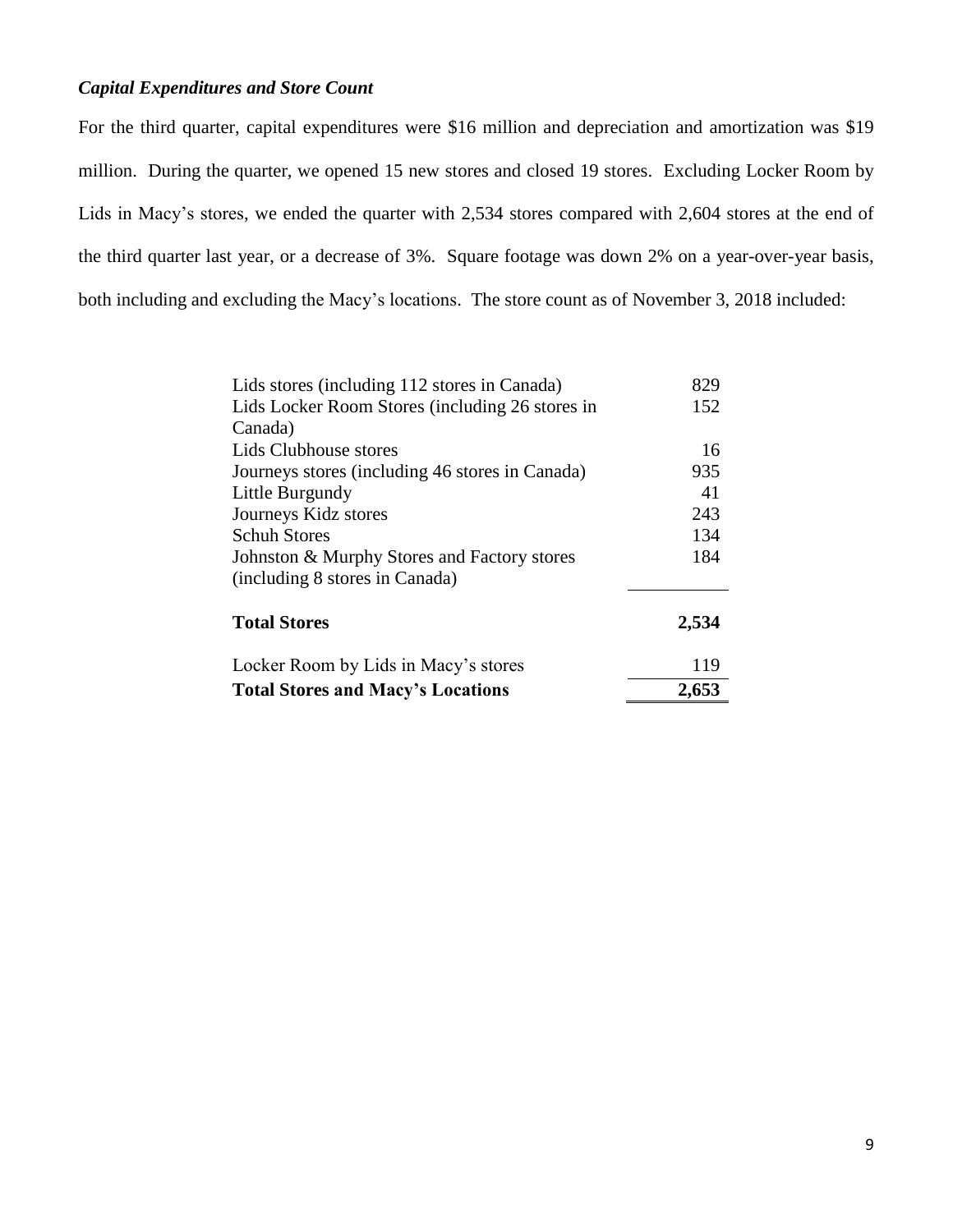### *Capital Expenditures and Store Count*

For the third quarter, capital expenditures were $16 million and depreciation and amortization was $19 million. During the quarter, we opened 15 new stores and closed 19 stores. Excluding Locker Room by Lids in Macy's stores, we ended the quarter with 2,534 stores compared with 2,604 stores at the end of the third quarter last year, or a decrease of 3%. Square footage was down 2% on a year-over-year basis, both including and excluding the Macy's locations. The store count as of November 3, 2018 included:

| | |
|---|---|
| Lids stores (including 112 stores in Canada) | 829 |
| Lids Locker Room Stores (including 26 stores in Canada) | 152 |
| Lids Clubhouse stores | 16 |
| Journeys stores (including 46 stores in Canada) | 935 |
| Little Burgundy | 41 |
| Journeys Kidz stores | 243 |
| Schuh Stores | 134 |
| Johnston & Murphy Stores and Factory stores (including 8 stores in Canada) | 184 |
| **Total Stores** | **2,534** |
| Locker Room by Lids in Macy's stores | 119 |
| **Total Stores and Macy's Locations** | **2,653** |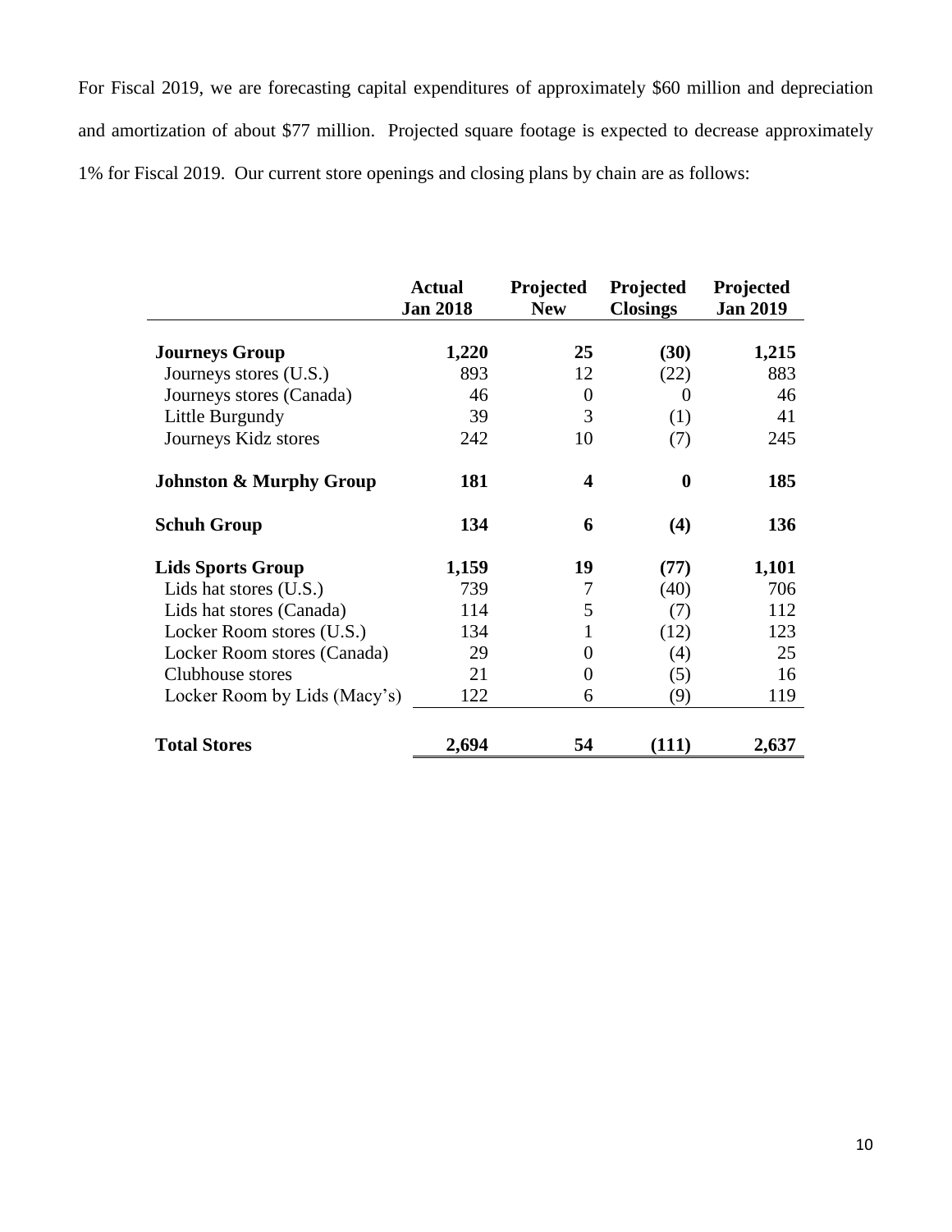For Fiscal 2019, we are forecasting capital expenditures of approximately $60 million and depreciation and amortization of about $77 million. Projected square footage is expected to decrease approximately 1% for Fiscal 2019. Our current store openings and closing plans by chain are as follows:

| | Actual Jan 2018 | Projected New | Projected Closings | Projected Jan 2019 |
|---|---|---|---|---|
| **Journeys Group** | **1,220** | **25** | **(30)** | **1,215** |
| Journeys stores (U.S.) | 893 | 12 | (22) | 883 |
| Journeys stores (Canada) | 46 | 0 | 0 | 46 |
| Little Burgundy | 39 | 3 | (1) | 41 |
| Journeys Kidz stores | 242 | 10 | (7) | 245 |
| **Johnston & Murphy Group** | **181** | **4** | **0** | **185** |
| **Schuh Group** | **134** | **6** | **(4)** | **136** |
| **Lids Sports Group** | **1,159** | **19** | **(77)** | **1,101** |
| Lids hat stores (U.S.) | 739 | 7 | (40) | 706 |
| Lids hat stores (Canada) | 114 | 5 | (7) | 112 |
| Locker Room stores (U.S.) | 134 | 1 | (12) | 123 |
| Locker Room stores (Canada) | 29 | 0 | (4) | 25 |
| Clubhouse stores | 21 | 0 | (5) | 16 |
| Locker Room by Lids (Macy's) | 122 | 6 | (9) | 119 |
| **Total Stores** | **2,694** | **54** | **(111)** | **2,637** |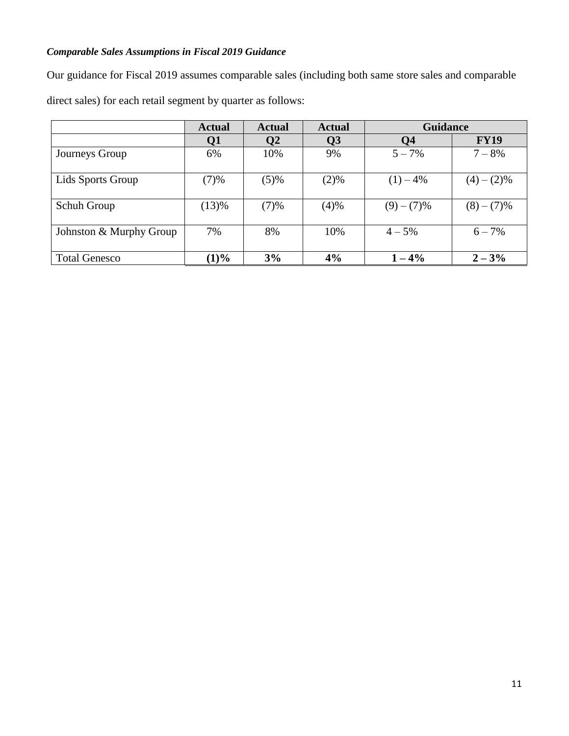***Comparable Sales Assumptions in Fiscal 2019 Guidance***

Our guidance for Fiscal 2019 assumes comparable sales (including both same store sales and comparable direct sales) for each retail segment by quarter as follows:

| | **Actual** | **Actual** | **Actual** | **Guidance** | |
|---|---|---|---|---|---|
| | **Q1** | **Q2** | **Q3** | **Q4** | **FY19** |
| Journeys Group | 6% | 10% | 9% | 5 – 7% | 7 – 8% |
| Lids Sports Group | (7)% | (5)% | (2)% | (1) – 4% | (4) – (2)% |
| Schuh Group | (13)% | (7)% | (4)% | (9) – (7)% | (8) – (7)% |
| Johnston & Murphy Group | 7% | 8% | 10% | 4 – 5% | 6 – 7% |
| Total Genesco | **(1)%** | **3%** | **4%** | **1 – 4%** | **2 – 3%** |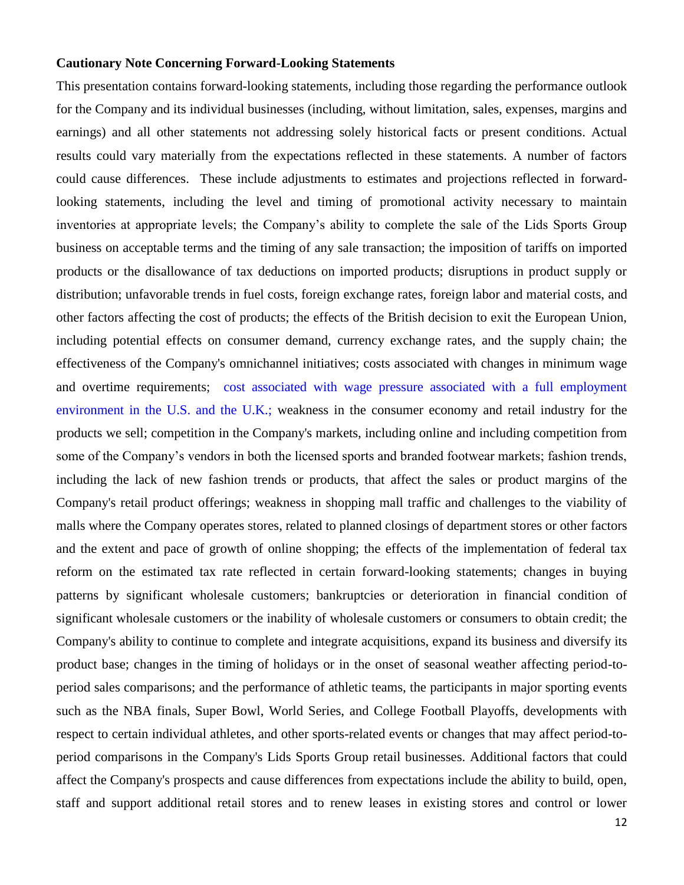**Cautionary Note Concerning Forward-Looking Statements**

This presentation contains forward-looking statements, including those regarding the performance outlook for the Company and its individual businesses (including, without limitation, sales, expenses, margins and earnings) and all other statements not addressing solely historical facts or present conditions. Actual results could vary materially from the expectations reflected in these statements. A number of factors could cause differences. These include adjustments to estimates and projections reflected in forward-looking statements, including the level and timing of promotional activity necessary to maintain inventories at appropriate levels; the Company's ability to complete the sale of the Lids Sports Group business on acceptable terms and the timing of any sale transaction; the imposition of tariffs on imported products or the disallowance of tax deductions on imported products; disruptions in product supply or distribution; unfavorable trends in fuel costs, foreign exchange rates, foreign labor and material costs, and other factors affecting the cost of products; the effects of the British decision to exit the European Union, including potential effects on consumer demand, currency exchange rates, and the supply chain; the effectiveness of the Company's omnichannel initiatives; costs associated with changes in minimum wage and overtime requirements; cost associated with wage pressure associated with a full employment environment in the U.S. and the U.K.; weakness in the consumer economy and retail industry for the products we sell; competition in the Company's markets, including online and including competition from some of the Company's vendors in both the licensed sports and branded footwear markets; fashion trends, including the lack of new fashion trends or products, that affect the sales or product margins of the Company's retail product offerings; weakness in shopping mall traffic and challenges to the viability of malls where the Company operates stores, related to planned closings of department stores or other factors and the extent and pace of growth of online shopping; the effects of the implementation of federal tax reform on the estimated tax rate reflected in certain forward-looking statements; changes in buying patterns by significant wholesale customers; bankruptcies or deterioration in financial condition of significant wholesale customers or the inability of wholesale customers or consumers to obtain credit; the Company's ability to continue to complete and integrate acquisitions, expand its business and diversify its product base; changes in the timing of holidays or in the onset of seasonal weather affecting period-to-period sales comparisons; and the performance of athletic teams, the participants in major sporting events such as the NBA finals, Super Bowl, World Series, and College Football Playoffs, developments with respect to certain individual athletes, and other sports-related events or changes that may affect period-to-period comparisons in the Company's Lids Sports Group retail businesses. Additional factors that could affect the Company's prospects and cause differences from expectations include the ability to build, open, staff and support additional retail stores and to renew leases in existing stores and control or lower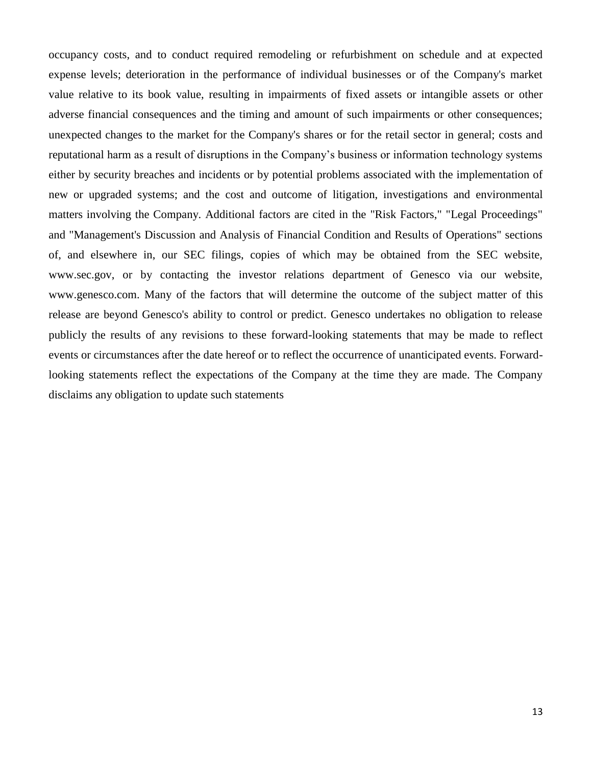occupancy costs, and to conduct required remodeling or refurbishment on schedule and at expected expense levels; deterioration in the performance of individual businesses or of the Company's market value relative to its book value, resulting in impairments of fixed assets or intangible assets or other adverse financial consequences and the timing and amount of such impairments or other consequences; unexpected changes to the market for the Company's shares or for the retail sector in general; costs and reputational harm as a result of disruptions in the Company's business or information technology systems either by security breaches and incidents or by potential problems associated with the implementation of new or upgraded systems; and the cost and outcome of litigation, investigations and environmental matters involving the Company. Additional factors are cited in the "Risk Factors," "Legal Proceedings" and "Management's Discussion and Analysis of Financial Condition and Results of Operations" sections of, and elsewhere in, our SEC filings, copies of which may be obtained from the SEC website, www.sec.gov, or by contacting the investor relations department of Genesco via our website, www.genesco.com. Many of the factors that will determine the outcome of the subject matter of this release are beyond Genesco's ability to control or predict. Genesco undertakes no obligation to release publicly the results of any revisions to these forward-looking statements that may be made to reflect events or circumstances after the date hereof or to reflect the occurrence of unanticipated events. Forward-looking statements reflect the expectations of the Company at the time they are made. The Company disclaims any obligation to update such statements